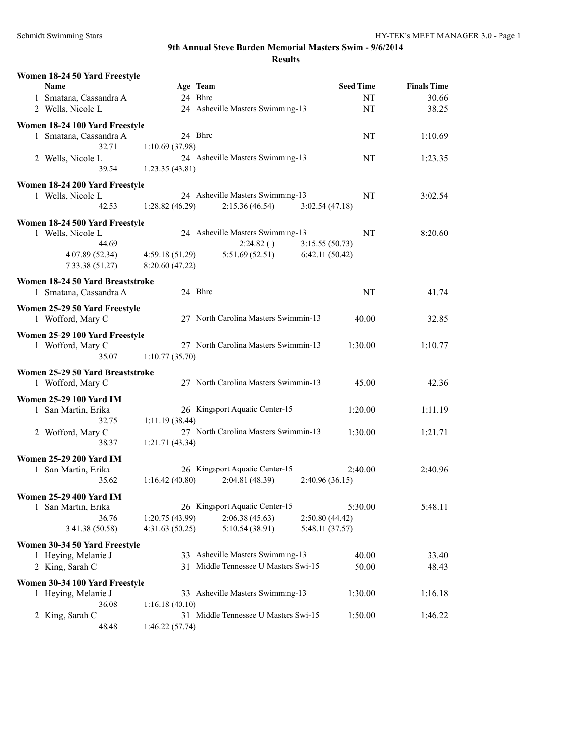# 9th Annual Steve Barden Memorial Masters Swim - 9/6/2014

## Results

### Women 18-24 50 Yard Freestyle

| Name | Age | Team | Seed Time | Finals Time |
|---|---|---|---|---|
| 1 Smatana, Cassandra A | 24 | Bhrc | NT | 30.66 |
| 2 Wells, Nicole L | 24 | Asheville Masters Swimming-13 | NT | 38.25 |

### Women 18-24 100 Yard Freestyle

| Name | Age | Team | Seed Time | Finals Time |
|---|---|---|---|---|
| 1 Smatana, Cassandra A | 24 | Bhrc | NT | 1:10.69 |
| 32.71 | 1:10.69 (37.98) | | | |
| 2 Wells, Nicole L | 24 | Asheville Masters Swimming-13 | NT | 1:23.35 |
| 39.54 | 1:23.35 (43.81) | | | |

### Women 18-24 200 Yard Freestyle

| Name | Age | Team | Seed Time | Finals Time |
|---|---|---|---|---|
| 1 Wells, Nicole L | 24 | Asheville Masters Swimming-13 | NT | 3:02.54 |
| 42.53 | 1:28.82 (46.29) | 2:15.36 (46.54) | 3:02.54 (47.18) | |

### Women 18-24 500 Yard Freestyle

| Name | Age | Team | Seed Time | Finals Time |
|---|---|---|---|---|
| 1 Wells, Nicole L | 24 | Asheville Masters Swimming-13 | NT | 8:20.60 |
| 44.69 | | 2:24.82 ( ) | 3:15.55 (50.73) | |
| 4:07.89 (52.34) | 4:59.18 (51.29) | 5:51.69 (52.51) | 6:42.11 (50.42) | |
| 7:33.38 (51.27) | 8:20.60 (47.22) | | | |

### Women 18-24 50 Yard Breaststroke

| Name | Age | Team | Seed Time | Finals Time |
|---|---|---|---|---|
| 1 Smatana, Cassandra A | 24 | Bhrc | NT | 41.74 |

### Women 25-29 50 Yard Freestyle

| Name | Age | Team | Seed Time | Finals Time |
|---|---|---|---|---|
| 1 Wofford, Mary C | 27 | North Carolina Masters Swimmin-13 | 40.00 | 32.85 |

### Women 25-29 100 Yard Freestyle

| Name | Age | Team | Seed Time | Finals Time |
|---|---|---|---|---|
| 1 Wofford, Mary C | 27 | North Carolina Masters Swimmin-13 | 1:30.00 | 1:10.77 |
| 35.07 | 1:10.77 (35.70) | | | |

### Women 25-29 50 Yard Breaststroke

| Name | Age | Team | Seed Time | Finals Time |
|---|---|---|---|---|
| 1 Wofford, Mary C | 27 | North Carolina Masters Swimmin-13 | 45.00 | 42.36 |

### Women 25-29 100 Yard IM

| Name | Age | Team | Seed Time | Finals Time |
|---|---|---|---|---|
| 1 San Martin, Erika | 26 | Kingsport Aquatic Center-15 | 1:20.00 | 1:11.19 |
| 32.75 | 1:11.19 (38.44) | | | |
| 2 Wofford, Mary C | 27 | North Carolina Masters Swimmin-13 | 1:30.00 | 1:21.71 |
| 38.37 | 1:21.71 (43.34) | | | |

### Women 25-29 200 Yard IM

| Name | Age | Team | Seed Time | Finals Time |
|---|---|---|---|---|
| 1 San Martin, Erika | 26 | Kingsport Aquatic Center-15 | 2:40.00 | 2:40.96 |
| 35.62 | 1:16.42 (40.80) | 2:04.81 (48.39) | 2:40.96 (36.15) | |

### Women 25-29 400 Yard IM

| Name | Age | Team | Seed Time | Finals Time |
|---|---|---|---|---|
| 1 San Martin, Erika | 26 | Kingsport Aquatic Center-15 | 5:30.00 | 5:48.11 |
| 36.76 | 1:20.75 (43.99) | 2:06.38 (45.63) | 2:50.80 (44.42) | |
| 3:41.38 (50.58) | 4:31.63 (50.25) | 5:10.54 (38.91) | 5:48.11 (37.57) | |

### Women 30-34 50 Yard Freestyle

| Name | Age | Team | Seed Time | Finals Time |
|---|---|---|---|---|
| 1 Heying, Melanie J | 33 | Asheville Masters Swimming-13 | 40.00 | 33.40 |
| 2 King, Sarah C | 31 | Middle Tennessee U Masters Swi-15 | 50.00 | 48.43 |

### Women 30-34 100 Yard Freestyle

| Name | Age | Team | Seed Time | Finals Time |
|---|---|---|---|---|
| 1 Heying, Melanie J | 33 | Asheville Masters Swimming-13 | 1:30.00 | 1:16.18 |
| 36.08 | 1:16.18 (40.10) | | | |
| 2 King, Sarah C | 31 | Middle Tennessee U Masters Swi-15 | 1:50.00 | 1:46.22 |
| 48.48 | 1:46.22 (57.74) | | | |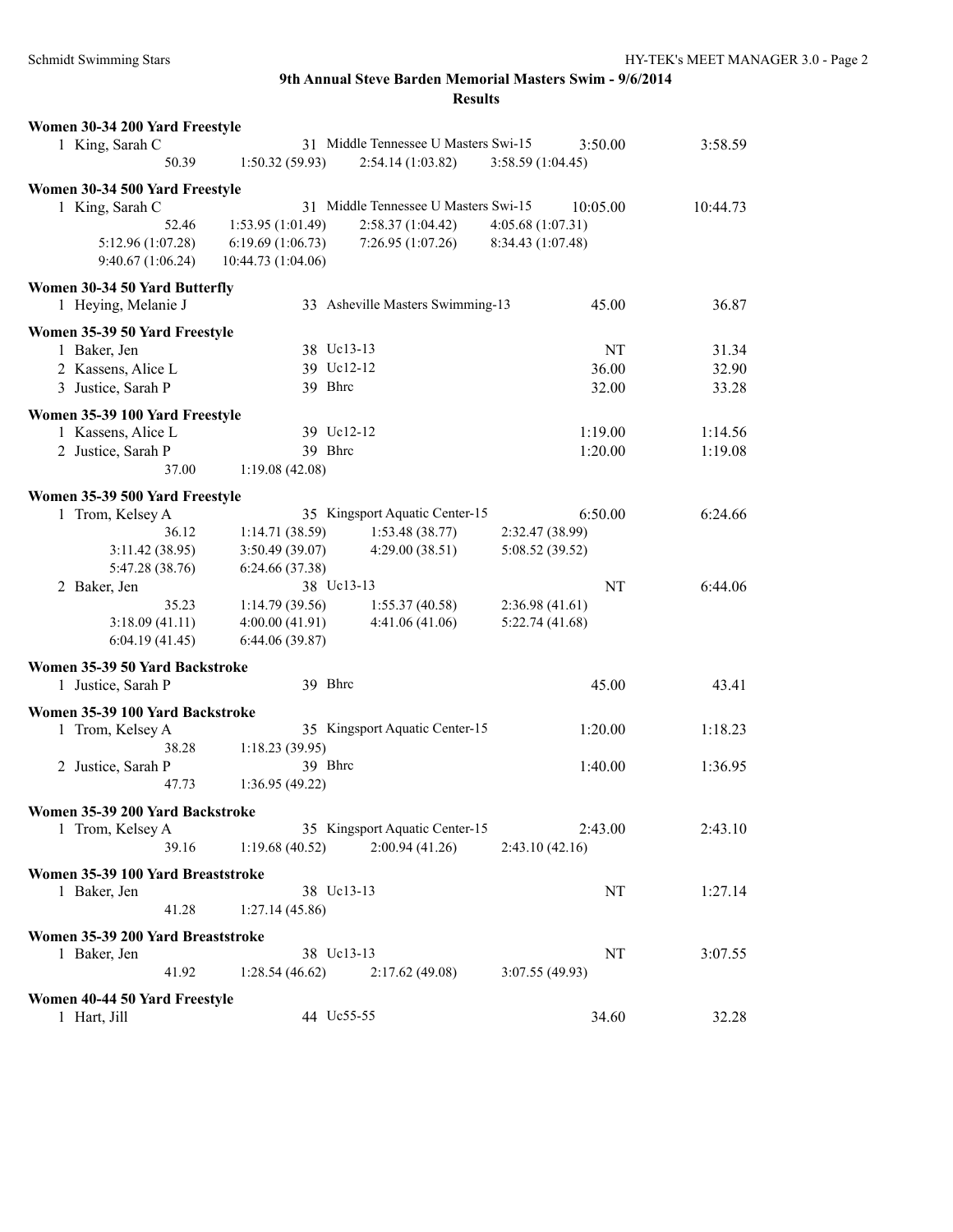# 9th Annual Steve Barden Memorial Masters Swim - 9/6/2014

## Results

### Women 30-34 200 Yard Freestyle

| Place | Name | Age | Team | Seed Time | Finals Time |
|---|---|---|---|---|---|
| 1 | King, Sarah C | 31 | Middle Tennessee U Masters Swi-15 | 3:50.00 | 3:58.59 |

Splits: 50.39, 1:50.32 (59.93), 2:54.14 (1:03.82), 3:58.59 (1:04.45)

### Women 30-34 500 Yard Freestyle

| Place | Name | Age | Team | Seed Time | Finals Time |
|---|---|---|---|---|---|
| 1 | King, Sarah C | 31 | Middle Tennessee U Masters Swi-15 | 10:05.00 | 10:44.73 |

Splits: 52.46, 1:53.95 (1:01.49), 2:58.37 (1:04.42), 4:05.68 (1:07.31), 5:12.96 (1:07.28), 6:19.69 (1:06.73), 7:26.95 (1:07.26), 8:34.43 (1:07.48), 9:40.67 (1:06.24), 10:44.73 (1:04.06)

### Women 30-34 50 Yard Butterfly

| Place | Name | Age | Team | Seed Time | Finals Time |
|---|---|---|---|---|---|
| 1 | Heying, Melanie J | 33 | Asheville Masters Swimming-13 | 45.00 | 36.87 |

### Women 35-39 50 Yard Freestyle

| Place | Name | Age | Team | Seed Time | Finals Time |
|---|---|---|---|---|---|
| 1 | Baker, Jen | 38 | Uc13-13 | NT | 31.34 |
| 2 | Kassens, Alice L | 39 | Uc12-12 | 36.00 | 32.90 |
| 3 | Justice, Sarah P | 39 | Bhrc | 32.00 | 33.28 |

### Women 35-39 100 Yard Freestyle

| Place | Name | Age | Team | Seed Time | Finals Time |
|---|---|---|---|---|---|
| 1 | Kassens, Alice L | 39 | Uc12-12 | 1:19.00 | 1:14.56 |
| 2 | Justice, Sarah P | 39 | Bhrc | 1:20.00 | 1:19.08 |

Splits (Justice): 37.00, 1:19.08 (42.08)

### Women 35-39 500 Yard Freestyle

| Place | Name | Age | Team | Seed Time | Finals Time |
|---|---|---|---|---|---|
| 1 | Trom, Kelsey A | 35 | Kingsport Aquatic Center-15 | 6:50.00 | 6:24.66 |
| 2 | Baker, Jen | 38 | Uc13-13 | NT | 6:44.06 |

Splits (Trom): 36.12, 1:14.71 (38.59), 1:53.48 (38.77), 2:32.47 (38.99), 3:11.42 (38.95), 3:50.49 (39.07), 4:29.00 (38.51), 5:08.52 (39.52), 5:47.28 (38.76), 6:24.66 (37.38)

Splits (Baker): 35.23, 1:14.79 (39.56), 1:55.37 (40.58), 2:36.98 (41.61), 3:18.09 (41.11), 4:00.00 (41.91), 4:41.06 (41.06), 5:22.74 (41.68), 6:04.19 (41.45), 6:44.06 (39.87)

### Women 35-39 50 Yard Backstroke

| Place | Name | Age | Team | Seed Time | Finals Time |
|---|---|---|---|---|---|
| 1 | Justice, Sarah P | 39 | Bhrc | 45.00 | 43.41 |

### Women 35-39 100 Yard Backstroke

| Place | Name | Age | Team | Seed Time | Finals Time |
|---|---|---|---|---|---|
| 1 | Trom, Kelsey A | 35 | Kingsport Aquatic Center-15 | 1:20.00 | 1:18.23 |
| 2 | Justice, Sarah P | 39 | Bhrc | 1:40.00 | 1:36.95 |

Splits (Trom): 38.28, 1:18.23 (39.95)

Splits (Justice): 47.73, 1:36.95 (49.22)

### Women 35-39 200 Yard Backstroke

| Place | Name | Age | Team | Seed Time | Finals Time |
|---|---|---|---|---|---|
| 1 | Trom, Kelsey A | 35 | Kingsport Aquatic Center-15 | 2:43.00 | 2:43.10 |

Splits: 39.16, 1:19.68 (40.52), 2:00.94 (41.26), 2:43.10 (42.16)

### Women 35-39 100 Yard Breaststroke

| Place | Name | Age | Team | Seed Time | Finals Time |
|---|---|---|---|---|---|
| 1 | Baker, Jen | 38 | Uc13-13 | NT | 1:27.14 |

Splits: 41.28, 1:27.14 (45.86)

### Women 35-39 200 Yard Breaststroke

| Place | Name | Age | Team | Seed Time | Finals Time |
|---|---|---|---|---|---|
| 1 | Baker, Jen | 38 | Uc13-13 | NT | 3:07.55 |

Splits: 41.92, 1:28.54 (46.62), 2:17.62 (49.08), 3:07.55 (49.93)

### Women 40-44 50 Yard Freestyle

| Place | Name | Age | Team | Seed Time | Finals Time |
|---|---|---|---|---|---|
| 1 | Hart, Jill | 44 | Uc55-55 | 34.60 | 32.28 |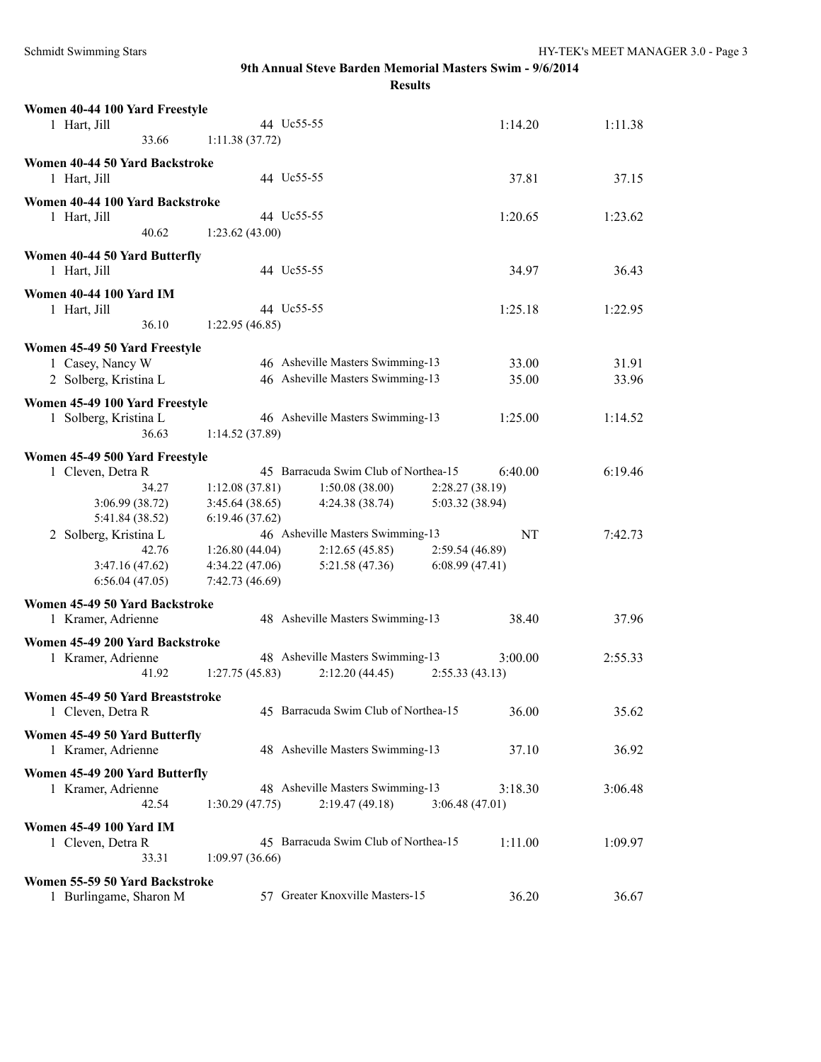**9th Annual Steve Barden Memorial Masters Swim - 9/6/2014**

**Results**

**Women 40-44 100 Yard Freestyle**

```
  1 Hart, Jill                     44 Uc55-55                                 1:14.20       1:11.38
              33.66     1:11.38 (37.72)
```

**Women 40-44 50 Yard Backstroke**

```
  1 Hart, Jill                     44 Uc55-55                                   37.81         37.15
```

**Women 40-44 100 Yard Backstroke**

```
  1 Hart, Jill                     44 Uc55-55                                 1:20.65       1:23.62
              40.62     1:23.62 (43.00)
```

**Women 40-44 50 Yard Butterfly**

```
  1 Hart, Jill                     44 Uc55-55                                   34.97         36.43
```

**Women 40-44 100 Yard IM**

```
  1 Hart, Jill                     44 Uc55-55                                 1:25.18       1:22.95
              36.10     1:22.95 (46.85)
```

**Women 45-49 50 Yard Freestyle**

```
  1 Casey, Nancy W                 46 Asheville Masters Swimming-13             33.00         31.91
  2 Solberg, Kristina L            46 Asheville Masters Swimming-13             35.00         33.96
```

**Women 45-49 100 Yard Freestyle**

```
  1 Solberg, Kristina L            46 Asheville Masters Swimming-13           1:25.00       1:14.52
              36.63     1:14.52 (37.89)
```

**Women 45-49 500 Yard Freestyle**

```
  1 Cleven, Detra R                45 Barracuda Swim Club of Northea-15       6:40.00       6:19.46
              34.27     1:12.08 (37.81)     1:50.08 (38.00)     2:28.27 (38.19)
    3:06.99 (38.72)     3:45.64 (38.65)     4:24.38 (38.74)     5:03.32 (38.94)
    5:41.84 (38.52)     6:19.46 (37.62)
  2 Solberg, Kristina L            46 Asheville Masters Swimming-13                NT       7:42.73
              42.76     1:26.80 (44.04)     2:12.65 (45.85)     2:59.54 (46.89)
    3:47.16 (47.62)     4:34.22 (47.06)     5:21.58 (47.36)     6:08.99 (47.41)
    6:56.04 (47.05)     7:42.73 (46.69)
```

**Women 45-49 50 Yard Backstroke**

```
  1 Kramer, Adrienne               48 Asheville Masters Swimming-13             38.40         37.96
```

**Women 45-49 200 Yard Backstroke**

```
  1 Kramer, Adrienne               48 Asheville Masters Swimming-13           3:00.00       2:55.33
              41.92     1:27.75 (45.83)     2:12.20 (44.45)     2:55.33 (43.13)
```

**Women 45-49 50 Yard Breaststroke**

```
  1 Cleven, Detra R                45 Barracuda Swim Club of Northea-15         36.00         35.62
```

**Women 45-49 50 Yard Butterfly**

```
  1 Kramer, Adrienne               48 Asheville Masters Swimming-13             37.10         36.92
```

**Women 45-49 200 Yard Butterfly**

```
  1 Kramer, Adrienne               48 Asheville Masters Swimming-13           3:18.30       3:06.48
              42.54     1:30.29 (47.75)     2:19.47 (49.18)     3:06.48 (47.01)
```

**Women 45-49 100 Yard IM**

```
  1 Cleven, Detra R                45 Barracuda Swim Club of Northea-15       1:11.00       1:09.97
              33.31     1:09.97 (36.66)
```

**Women 55-59 50 Yard Backstroke**

```
  1 Burlingame, Sharon M           57 Greater Knoxville Masters-15              36.20         36.67
```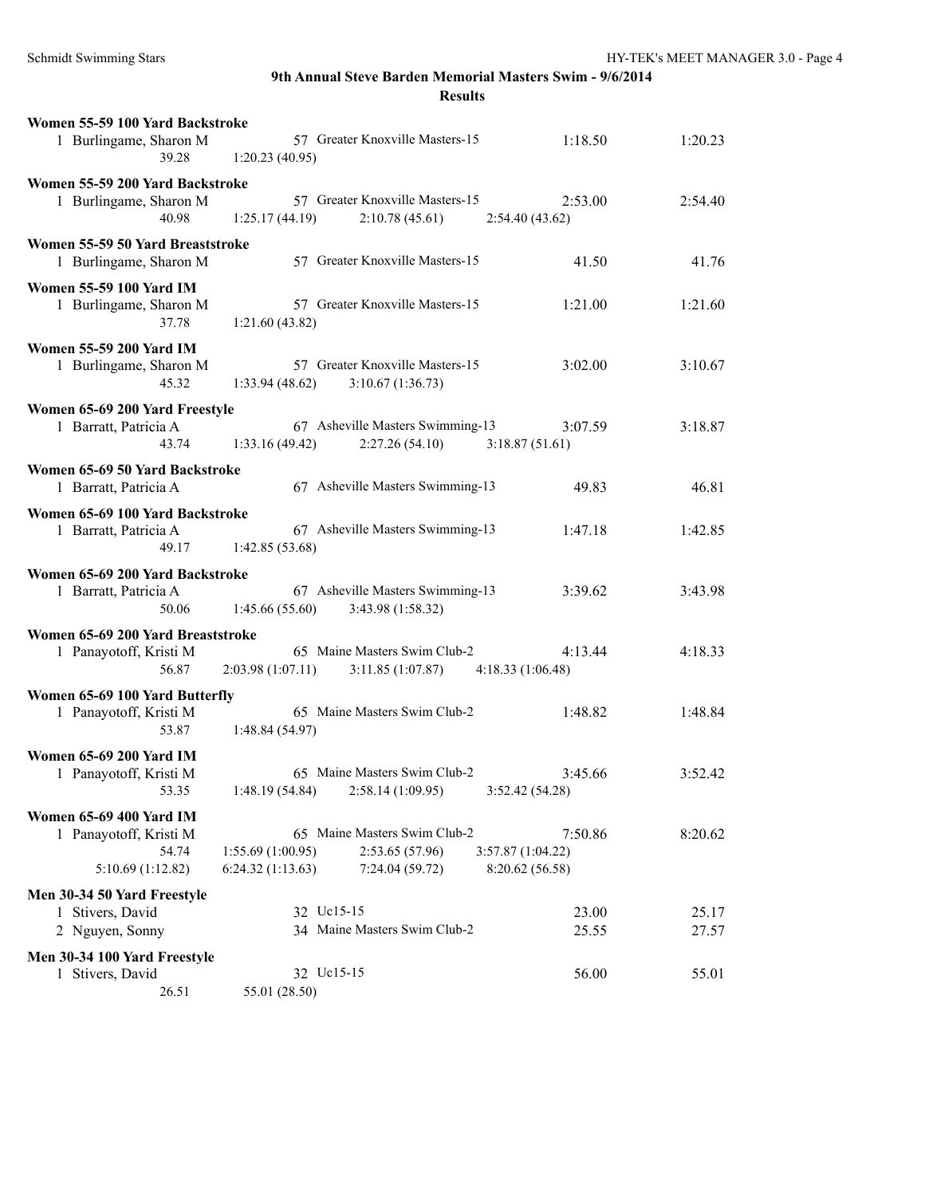**9th Annual Steve Barden Memorial Masters Swim - 9/6/2014**

**Results**

**Women 55-59 100 Yard Backstroke**

1 Burlingame, Sharon M    57 Greater Knoxville Masters-15    1:18.50    1:20.23
39.28    1:20.23 (40.95)

**Women 55-59 200 Yard Backstroke**

1 Burlingame, Sharon M    57 Greater Knoxville Masters-15    2:53.00    2:54.40
40.98    1:25.17 (44.19)    2:10.78 (45.61)    2:54.40 (43.62)

**Women 55-59 50 Yard Breaststroke**

1 Burlingame, Sharon M    57 Greater Knoxville Masters-15    41.50    41.76

**Women 55-59 100 Yard IM**

1 Burlingame, Sharon M    57 Greater Knoxville Masters-15    1:21.00    1:21.60
37.78    1:21.60 (43.82)

**Women 55-59 200 Yard IM**

1 Burlingame, Sharon M    57 Greater Knoxville Masters-15    3:02.00    3:10.67
45.32    1:33.94 (48.62)    3:10.67 (1:36.73)

**Women 65-69 200 Yard Freestyle**

1 Barratt, Patricia A    67 Asheville Masters Swimming-13    3:07.59    3:18.87
43.74    1:33.16 (49.42)    2:27.26 (54.10)    3:18.87 (51.61)

**Women 65-69 50 Yard Backstroke**

1 Barratt, Patricia A    67 Asheville Masters Swimming-13    49.83    46.81

**Women 65-69 100 Yard Backstroke**

1 Barratt, Patricia A    67 Asheville Masters Swimming-13    1:47.18    1:42.85
49.17    1:42.85 (53.68)

**Women 65-69 200 Yard Backstroke**

1 Barratt, Patricia A    67 Asheville Masters Swimming-13    3:39.62    3:43.98
50.06    1:45.66 (55.60)    3:43.98 (1:58.32)

**Women 65-69 200 Yard Breaststroke**

1 Panayotoff, Kristi M    65 Maine Masters Swim Club-2    4:13.44    4:18.33
56.87    2:03.98 (1:07.11)    3:11.85 (1:07.87)    4:18.33 (1:06.48)

**Women 65-69 100 Yard Butterfly**

1 Panayotoff, Kristi M    65 Maine Masters Swim Club-2    1:48.82    1:48.84
53.87    1:48.84 (54.97)

**Women 65-69 200 Yard IM**

1 Panayotoff, Kristi M    65 Maine Masters Swim Club-2    3:45.66    3:52.42
53.35    1:48.19 (54.84)    2:58.14 (1:09.95)    3:52.42 (54.28)

**Women 65-69 400 Yard IM**

1 Panayotoff, Kristi M    65 Maine Masters Swim Club-2    7:50.86    8:20.62
54.74    1:55.69 (1:00.95)    2:53.65 (57.96)    3:57.87 (1:04.22)
5:10.69 (1:12.82)    6:24.32 (1:13.63)    7:24.04 (59.72)    8:20.62 (56.58)

**Men 30-34 50 Yard Freestyle**

1 Stivers, David    32 Uc15-15    23.00    25.17
2 Nguyen, Sonny    34 Maine Masters Swim Club-2    25.55    27.57

**Men 30-34 100 Yard Freestyle**

1 Stivers, David    32 Uc15-15    56.00    55.01
26.51    55.01 (28.50)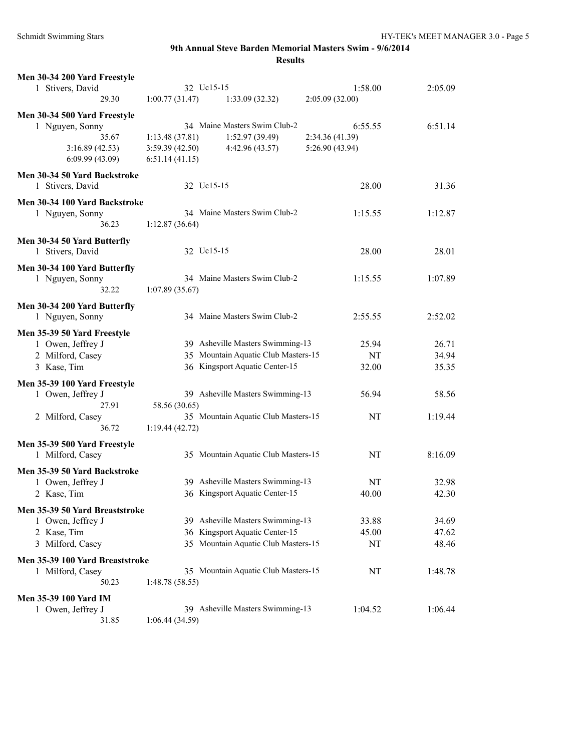# 9th Annual Steve Barden Memorial Masters Swim - 9/6/2014

## Results

### Men 30-34 200 Yard Freestyle

| Place | Name | Age | Team | Seed Time | Finals Time |
|---|---|---|---|---|---|
| 1 | Stivers, David | 32 | Uc15-15 | 1:58.00 | 2:05.09 |

Splits: 29.30, 1:00.77 (31.47), 1:33.09 (32.32), 2:05.09 (32.00)

### Men 30-34 500 Yard Freestyle

| Place | Name | Age | Team | Seed Time | Finals Time |
|---|---|---|---|---|---|
| 1 | Nguyen, Sonny | 34 | Maine Masters Swim Club-2 | 6:55.55 | 6:51.14 |

Splits: 35.67, 1:13.48 (37.81), 1:52.97 (39.49), 2:34.36 (41.39), 3:16.89 (42.53), 3:59.39 (42.50), 4:42.96 (43.57), 5:26.90 (43.94), 6:09.99 (43.09), 6:51.14 (41.15)

### Men 30-34 50 Yard Backstroke

| Place | Name | Age | Team | Seed Time | Finals Time |
|---|---|---|---|---|---|
| 1 | Stivers, David | 32 | Uc15-15 | 28.00 | 31.36 |

### Men 30-34 100 Yard Backstroke

| Place | Name | Age | Team | Seed Time | Finals Time |
|---|---|---|---|---|---|
| 1 | Nguyen, Sonny | 34 | Maine Masters Swim Club-2 | 1:15.55 | 1:12.87 |

Splits: 36.23, 1:12.87 (36.64)

### Men 30-34 50 Yard Butterfly

| Place | Name | Age | Team | Seed Time | Finals Time |
|---|---|---|---|---|---|
| 1 | Stivers, David | 32 | Uc15-15 | 28.00 | 28.01 |

### Men 30-34 100 Yard Butterfly

| Place | Name | Age | Team | Seed Time | Finals Time |
|---|---|---|---|---|---|
| 1 | Nguyen, Sonny | 34 | Maine Masters Swim Club-2 | 1:15.55 | 1:07.89 |

Splits: 32.22, 1:07.89 (35.67)

### Men 30-34 200 Yard Butterfly

| Place | Name | Age | Team | Seed Time | Finals Time |
|---|---|---|---|---|---|
| 1 | Nguyen, Sonny | 34 | Maine Masters Swim Club-2 | 2:55.55 | 2:52.02 |

### Men 35-39 50 Yard Freestyle

| Place | Name | Age | Team | Seed Time | Finals Time |
|---|---|---|---|---|---|
| 1 | Owen, Jeffrey J | 39 | Asheville Masters Swimming-13 | 25.94 | 26.71 |
| 2 | Milford, Casey | 35 | Mountain Aquatic Club Masters-15 | NT | 34.94 |
| 3 | Kase, Tim | 36 | Kingsport Aquatic Center-15 | 32.00 | 35.35 |

### Men 35-39 100 Yard Freestyle

| Place | Name | Age | Team | Seed Time | Finals Time |
|---|---|---|---|---|---|
| 1 | Owen, Jeffrey J | 39 | Asheville Masters Swimming-13 | 56.94 | 58.56 |
| 2 | Milford, Casey | 35 | Mountain Aquatic Club Masters-15 | NT | 1:19.44 |

Splits (Owen): 27.91, 58.56 (30.65)

Splits (Milford): 36.72, 1:19.44 (42.72)

### Men 35-39 500 Yard Freestyle

| Place | Name | Age | Team | Seed Time | Finals Time |
|---|---|---|---|---|---|
| 1 | Milford, Casey | 35 | Mountain Aquatic Club Masters-15 | NT | 8:16.09 |

### Men 35-39 50 Yard Backstroke

| Place | Name | Age | Team | Seed Time | Finals Time |
|---|---|---|---|---|---|
| 1 | Owen, Jeffrey J | 39 | Asheville Masters Swimming-13 | NT | 32.98 |
| 2 | Kase, Tim | 36 | Kingsport Aquatic Center-15 | 40.00 | 42.30 |

### Men 35-39 50 Yard Breaststroke

| Place | Name | Age | Team | Seed Time | Finals Time |
|---|---|---|---|---|---|
| 1 | Owen, Jeffrey J | 39 | Asheville Masters Swimming-13 | 33.88 | 34.69 |
| 2 | Kase, Tim | 36 | Kingsport Aquatic Center-15 | 45.00 | 47.62 |
| 3 | Milford, Casey | 35 | Mountain Aquatic Club Masters-15 | NT | 48.46 |

### Men 35-39 100 Yard Breaststroke

| Place | Name | Age | Team | Seed Time | Finals Time |
|---|---|---|---|---|---|
| 1 | Milford, Casey | 35 | Mountain Aquatic Club Masters-15 | NT | 1:48.78 |

Splits: 50.23, 1:48.78 (58.55)

### Men 35-39 100 Yard IM

| Place | Name | Age | Team | Seed Time | Finals Time |
|---|---|---|---|---|---|
| 1 | Owen, Jeffrey J | 39 | Asheville Masters Swimming-13 | 1:04.52 | 1:06.44 |

Splits: 31.85, 1:06.44 (34.59)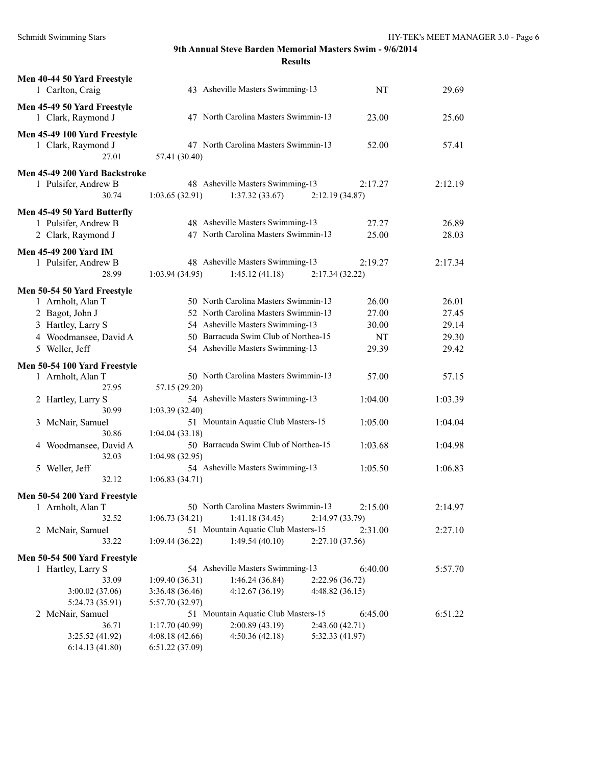## 9th Annual Steve Barden Memorial Masters Swim - 9/6/2014

### Results

**Men 40-44 50 Yard Freestyle**

```
  1 Carlton, Craig              43 Asheville Masters Swimming-13          NT        29.69
```

**Men 45-49 50 Yard Freestyle**

```
  1 Clark, Raymond J            47 North Carolina Masters Swimmin-13      23.00     25.60
```

**Men 45-49 100 Yard Freestyle**

```
  1 Clark, Raymond J            47 North Carolina Masters Swimmin-13      52.00     57.41
              27.01     57.41 (30.40)
```

**Men 45-49 200 Yard Backstroke**

```
  1 Pulsifer, Andrew B          48 Asheville Masters Swimming-13        2:17.27   2:12.19
              30.74   1:03.65 (32.91)   1:37.32 (33.67)   2:12.19 (34.87)
```

**Men 45-49 50 Yard Butterfly**

```
  1 Pulsifer, Andrew B          48 Asheville Masters Swimming-13          27.27     26.89
  2 Clark, Raymond J            47 North Carolina Masters Swimmin-13      25.00     28.03
```

**Men 45-49 200 Yard IM**

```
  1 Pulsifer, Andrew B          48 Asheville Masters Swimming-13        2:19.27   2:17.34
              28.99   1:03.94 (34.95)   1:45.12 (41.18)   2:17.34 (32.22)
```

**Men 50-54 50 Yard Freestyle**

```
  1 Arnholt, Alan T             50 North Carolina Masters Swimmin-13      26.00     26.01
  2 Bagot, John J               52 North Carolina Masters Swimmin-13      27.00     27.45
  3 Hartley, Larry S            54 Asheville Masters Swimming-13          30.00     29.14
  4 Woodmansee, David A         50 Barracuda Swim Club of Northea-15         NT     29.30
  5 Weller, Jeff                54 Asheville Masters Swimming-13          29.39     29.42
```

**Men 50-54 100 Yard Freestyle**

```
  1 Arnholt, Alan T             50 North Carolina Masters Swimmin-13      57.00     57.15
              27.95     57.15 (29.20)
  2 Hartley, Larry S            54 Asheville Masters Swimming-13        1:04.00   1:03.39
              30.99   1:03.39 (32.40)
  3 McNair, Samuel              51 Mountain Aquatic Club Masters-15     1:05.00   1:04.04
              30.86   1:04.04 (33.18)
  4 Woodmansee, David A         50 Barracuda Swim Club of Northea-15    1:03.68   1:04.98
              32.03   1:04.98 (32.95)
  5 Weller, Jeff                54 Asheville Masters Swimming-13        1:05.50   1:06.83
              32.12   1:06.83 (34.71)
```

**Men 50-54 200 Yard Freestyle**

```
  1 Arnholt, Alan T             50 North Carolina Masters Swimmin-13    2:15.00   2:14.97
              32.52   1:06.73 (34.21)   1:41.18 (34.45)   2:14.97 (33.79)
  2 McNair, Samuel              51 Mountain Aquatic Club Masters-15     2:31.00   2:27.10
              33.22   1:09.44 (36.22)   1:49.54 (40.10)   2:27.10 (37.56)
```

**Men 50-54 500 Yard Freestyle**

```
  1 Hartley, Larry S            54 Asheville Masters Swimming-13        6:40.00   5:57.70
              33.09   1:09.40 (36.31)   1:46.24 (36.84)   2:22.96 (36.72)
    3:00.02 (37.06)   3:36.48 (36.46)   4:12.67 (36.19)   4:48.82 (36.15)
    5:24.73 (35.91)   5:57.70 (32.97)
  2 McNair, Samuel              51 Mountain Aquatic Club Masters-15     6:45.00   6:51.22
              36.71   1:17.70 (40.99)   2:00.89 (43.19)   2:43.60 (42.71)
    3:25.52 (41.92)   4:08.18 (42.66)   4:50.36 (42.18)   5:32.33 (41.97)
    6:14.13 (41.80)   6:51.22 (37.09)
```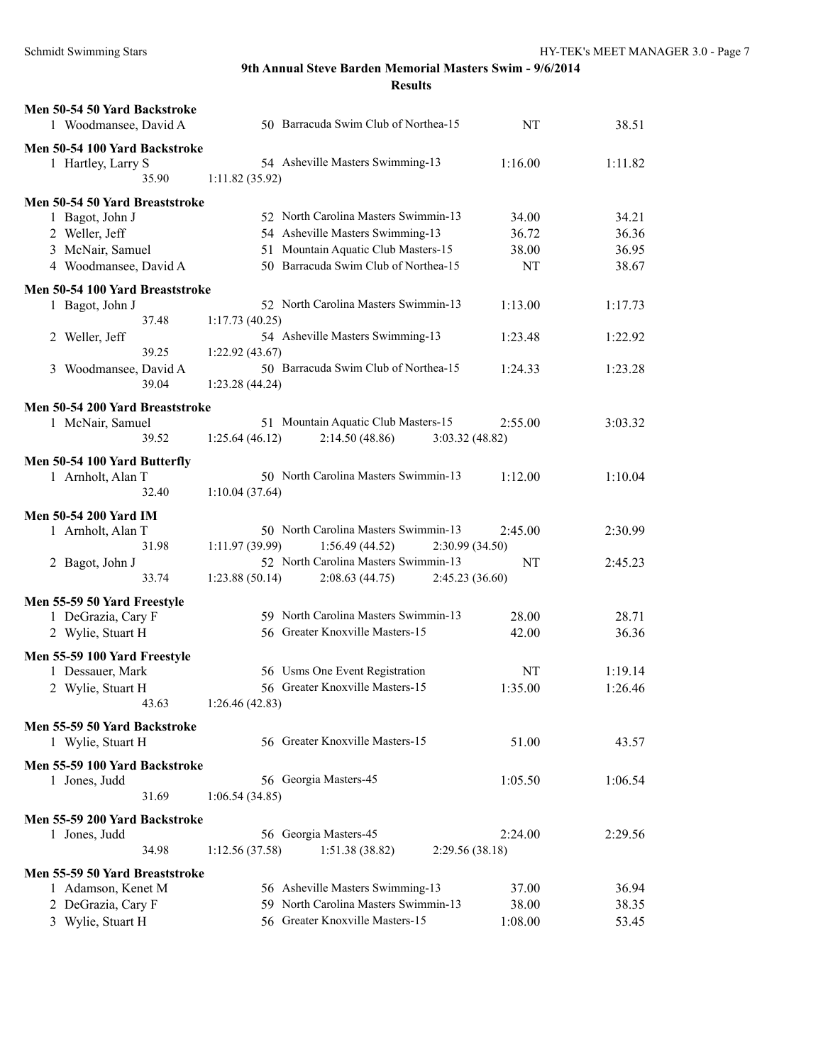## 9th Annual Steve Barden Memorial Masters Swim - 9/6/2014

### Results

**Men 50-54 50 Yard Backstroke**

| | Name | Age | Team | Seed Time | Finals Time |
|---|---|---|---|---|---|
| 1 | Woodmansee, David A | 50 | Barracuda Swim Club of Northea-15 | NT | 38.51 |

**Men 50-54 100 Yard Backstroke**

| | Name | Age | Team | Seed Time | Finals Time |
|---|---|---|---|---|---|
| 1 | Hartley, Larry S | 54 | Asheville Masters Swimming-13 | 1:16.00 | 1:11.82 |
| | 35.90 | 1:11.82 (35.92) | | | |

**Men 50-54 50 Yard Breaststroke**

| | Name | Age | Team | Seed Time | Finals Time |
|---|---|---|---|---|---|
| 1 | Bagot, John J | 52 | North Carolina Masters Swimmin-13 | 34.00 | 34.21 |
| 2 | Weller, Jeff | 54 | Asheville Masters Swimming-13 | 36.72 | 36.36 |
| 3 | McNair, Samuel | 51 | Mountain Aquatic Club Masters-15 | 38.00 | 36.95 |
| 4 | Woodmansee, David A | 50 | Barracuda Swim Club of Northea-15 | NT | 38.67 |

**Men 50-54 100 Yard Breaststroke**

| | Name | Age | Team | Seed Time | Finals Time |
|---|---|---|---|---|---|
| 1 | Bagot, John J | 52 | North Carolina Masters Swimmin-13 | 1:13.00 | 1:17.73 |
| | 37.48 | 1:17.73 (40.25) | | | |
| 2 | Weller, Jeff | 54 | Asheville Masters Swimming-13 | 1:23.48 | 1:22.92 |
| | 39.25 | 1:22.92 (43.67) | | | |
| 3 | Woodmansee, David A | 50 | Barracuda Swim Club of Northea-15 | 1:24.33 | 1:23.28 |
| | 39.04 | 1:23.28 (44.24) | | | |

**Men 50-54 200 Yard Breaststroke**

| | Name | Age | Team | Seed Time | Finals Time |
|---|---|---|---|---|---|
| 1 | McNair, Samuel | 51 | Mountain Aquatic Club Masters-15 | 2:55.00 | 3:03.32 |
| | 39.52 | 1:25.64 (46.12) | 2:14.50 (48.86) | 3:03.32 (48.82) | |

**Men 50-54 100 Yard Butterfly**

| | Name | Age | Team | Seed Time | Finals Time |
|---|---|---|---|---|---|
| 1 | Arnholt, Alan T | 50 | North Carolina Masters Swimmin-13 | 1:12.00 | 1:10.04 |
| | 32.40 | 1:10.04 (37.64) | | | |

**Men 50-54 200 Yard IM**

| | Name | Age | Team | Seed Time | Finals Time |
|---|---|---|---|---|---|
| 1 | Arnholt, Alan T | 50 | North Carolina Masters Swimmin-13 | 2:45.00 | 2:30.99 |
| | 31.98 | 1:11.97 (39.99) | 1:56.49 (44.52) | 2:30.99 (34.50) | |
| 2 | Bagot, John J | 52 | North Carolina Masters Swimmin-13 | NT | 2:45.23 |
| | 33.74 | 1:23.88 (50.14) | 2:08.63 (44.75) | 2:45.23 (36.60) | |

**Men 55-59 50 Yard Freestyle**

| | Name | Age | Team | Seed Time | Finals Time |
|---|---|---|---|---|---|
| 1 | DeGrazia, Cary F | 59 | North Carolina Masters Swimmin-13 | 28.00 | 28.71 |
| 2 | Wylie, Stuart H | 56 | Greater Knoxville Masters-15 | 42.00 | 36.36 |

**Men 55-59 100 Yard Freestyle**

| | Name | Age | Team | Seed Time | Finals Time |
|---|---|---|---|---|---|
| 1 | Dessauer, Mark | 56 | Usms One Event Registration | NT | 1:19.14 |
| 2 | Wylie, Stuart H | 56 | Greater Knoxville Masters-15 | 1:35.00 | 1:26.46 |
| | 43.63 | 1:26.46 (42.83) | | | |

**Men 55-59 50 Yard Backstroke**

| | Name | Age | Team | Seed Time | Finals Time |
|---|---|---|---|---|---|
| 1 | Wylie, Stuart H | 56 | Greater Knoxville Masters-15 | 51.00 | 43.57 |

**Men 55-59 100 Yard Backstroke**

| | Name | Age | Team | Seed Time | Finals Time |
|---|---|---|---|---|---|
| 1 | Jones, Judd | 56 | Georgia Masters-45 | 1:05.50 | 1:06.54 |
| | 31.69 | 1:06.54 (34.85) | | | |

**Men 55-59 200 Yard Backstroke**

| | Name | Age | Team | Seed Time | Finals Time |
|---|---|---|---|---|---|
| 1 | Jones, Judd | 56 | Georgia Masters-45 | 2:24.00 | 2:29.56 |
| | 34.98 | 1:12.56 (37.58) | 1:51.38 (38.82) | 2:29.56 (38.18) | |

**Men 55-59 50 Yard Breaststroke**

| | Name | Age | Team | Seed Time | Finals Time |
|---|---|---|---|---|---|
| 1 | Adamson, Kenet M | 56 | Asheville Masters Swimming-13 | 37.00 | 36.94 |
| 2 | DeGrazia, Cary F | 59 | North Carolina Masters Swimmin-13 | 38.00 | 38.35 |
| 3 | Wylie, Stuart H | 56 | Greater Knoxville Masters-15 | 1:08.00 | 53.45 |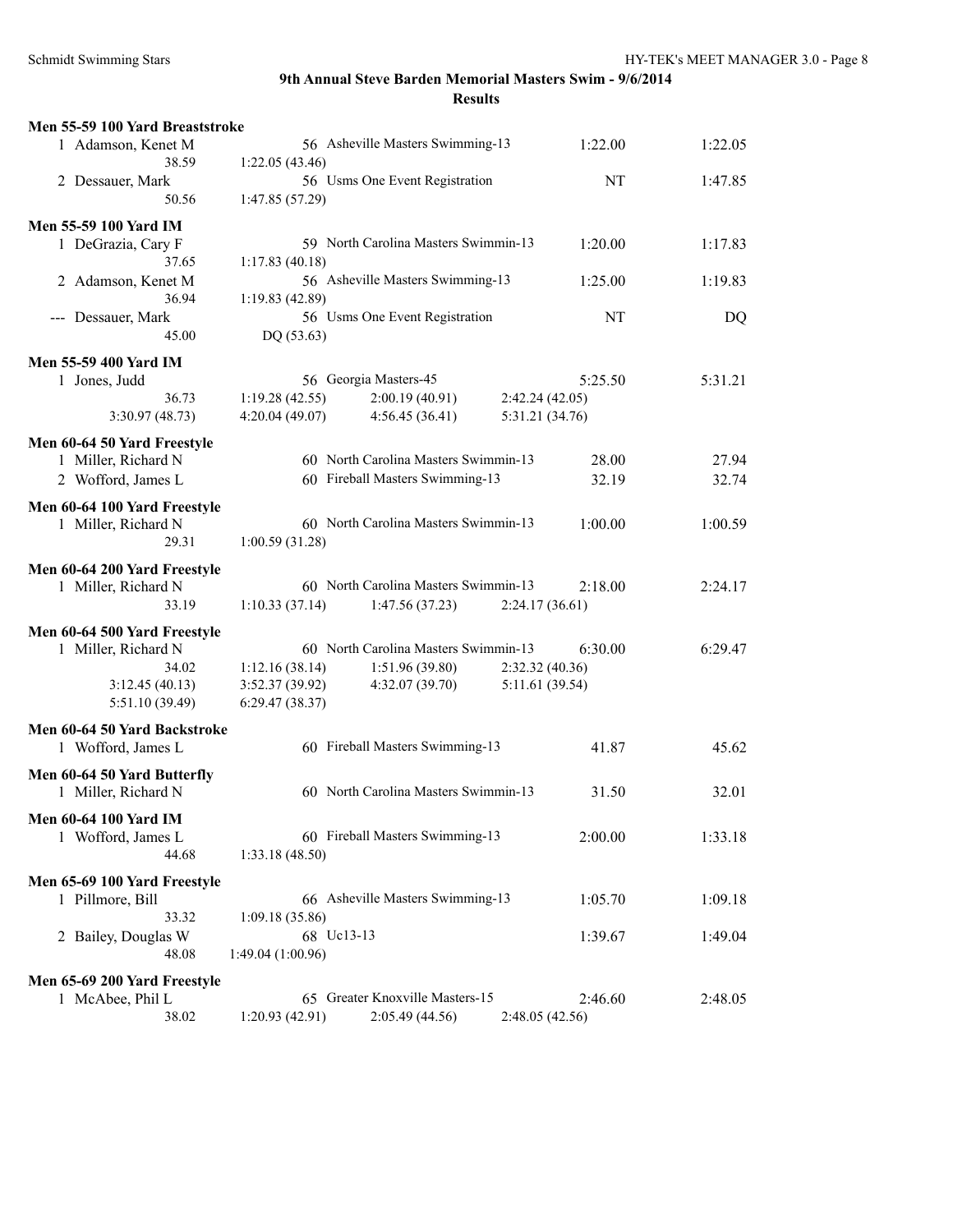## 9th Annual Steve Barden Memorial Masters Swim - 9/6/2014

### Results

**Men 55-59 100 Yard Breaststroke**

| Place | Name | Age | Team | Seed Time | Finals Time |
|---|---|---|---|---|---|
| 1 | Adamson, Kenet M | 56 | Asheville Masters Swimming-13 | 1:22.00 | 1:22.05 |
| | 38.59 | 1:22.05 (43.46) | | | |
| 2 | Dessauer, Mark | 56 | Usms One Event Registration | NT | 1:47.85 |
| | 50.56 | 1:47.85 (57.29) | | | |

**Men 55-59 100 Yard IM**

| Place | Name | Age | Team | Seed Time | Finals Time |
|---|---|---|---|---|---|
| 1 | DeGrazia, Cary F | 59 | North Carolina Masters Swimmin-13 | 1:20.00 | 1:17.83 |
| | 37.65 | 1:17.83 (40.18) | | | |
| 2 | Adamson, Kenet M | 56 | Asheville Masters Swimming-13 | 1:25.00 | 1:19.83 |
| | 36.94 | 1:19.83 (42.89) | | | |
| --- | Dessauer, Mark | 56 | Usms One Event Registration | NT | DQ |
| | 45.00 | DQ (53.63) | | | |

**Men 55-59 400 Yard IM**

| Place | Name | Age | Team | Seed Time | Finals Time |
|---|---|---|---|---|---|
| 1 | Jones, Judd | 56 | Georgia Masters-45 | 5:25.50 | 5:31.21 |
| | 36.73 | 1:19.28 (42.55) | 2:00.19 (40.91) | 2:42.24 (42.05) | |
| | 3:30.97 (48.73) | 4:20.04 (49.07) | 4:56.45 (36.41) | 5:31.21 (34.76) | |

**Men 60-64 50 Yard Freestyle**

| Place | Name | Age | Team | Seed Time | Finals Time |
|---|---|---|---|---|---|
| 1 | Miller, Richard N | 60 | North Carolina Masters Swimmin-13 | 28.00 | 27.94 |
| 2 | Wofford, James L | 60 | Fireball Masters Swimming-13 | 32.19 | 32.74 |

**Men 60-64 100 Yard Freestyle**

| Place | Name | Age | Team | Seed Time | Finals Time |
|---|---|---|---|---|---|
| 1 | Miller, Richard N | 60 | North Carolina Masters Swimmin-13 | 1:00.00 | 1:00.59 |
| | 29.31 | 1:00.59 (31.28) | | | |

**Men 60-64 200 Yard Freestyle**

| Place | Name | Age | Team | Seed Time | Finals Time |
|---|---|---|---|---|---|
| 1 | Miller, Richard N | 60 | North Carolina Masters Swimmin-13 | 2:18.00 | 2:24.17 |
| | 33.19 | 1:10.33 (37.14) | 1:47.56 (37.23) | 2:24.17 (36.61) | |

**Men 60-64 500 Yard Freestyle**

| Place | Name | Age | Team | Seed Time | Finals Time |
|---|---|---|---|---|---|
| 1 | Miller, Richard N | 60 | North Carolina Masters Swimmin-13 | 6:30.00 | 6:29.47 |
| | 34.02 | 1:12.16 (38.14) | 1:51.96 (39.80) | 2:32.32 (40.36) | |
| | 3:12.45 (40.13) | 3:52.37 (39.92) | 4:32.07 (39.70) | 5:11.61 (39.54) | |
| | 5:51.10 (39.49) | 6:29.47 (38.37) | | | |

**Men 60-64 50 Yard Backstroke**

| Place | Name | Age | Team | Seed Time | Finals Time |
|---|---|---|---|---|---|
| 1 | Wofford, James L | 60 | Fireball Masters Swimming-13 | 41.87 | 45.62 |

**Men 60-64 50 Yard Butterfly**

| Place | Name | Age | Team | Seed Time | Finals Time |
|---|---|---|---|---|---|
| 1 | Miller, Richard N | 60 | North Carolina Masters Swimmin-13 | 31.50 | 32.01 |

**Men 60-64 100 Yard IM**

| Place | Name | Age | Team | Seed Time | Finals Time |
|---|---|---|---|---|---|
| 1 | Wofford, James L | 60 | Fireball Masters Swimming-13 | 2:00.00 | 1:33.18 |
| | 44.68 | 1:33.18 (48.50) | | | |

**Men 65-69 100 Yard Freestyle**

| Place | Name | Age | Team | Seed Time | Finals Time |
|---|---|---|---|---|---|
| 1 | Pillmore, Bill | 66 | Asheville Masters Swimming-13 | 1:05.70 | 1:09.18 |
| | 33.32 | 1:09.18 (35.86) | | | |
| 2 | Bailey, Douglas W | 68 | Uc13-13 | 1:39.67 | 1:49.04 |
| | 48.08 | 1:49.04 (1:00.96) | | | |

**Men 65-69 200 Yard Freestyle**

| Place | Name | Age | Team | Seed Time | Finals Time |
|---|---|---|---|---|---|
| 1 | McAbee, Phil L | 65 | Greater Knoxville Masters-15 | 2:46.60 | 2:48.05 |
| | 38.02 | 1:20.93 (42.91) | 2:05.49 (44.56) | 2:48.05 (42.56) | |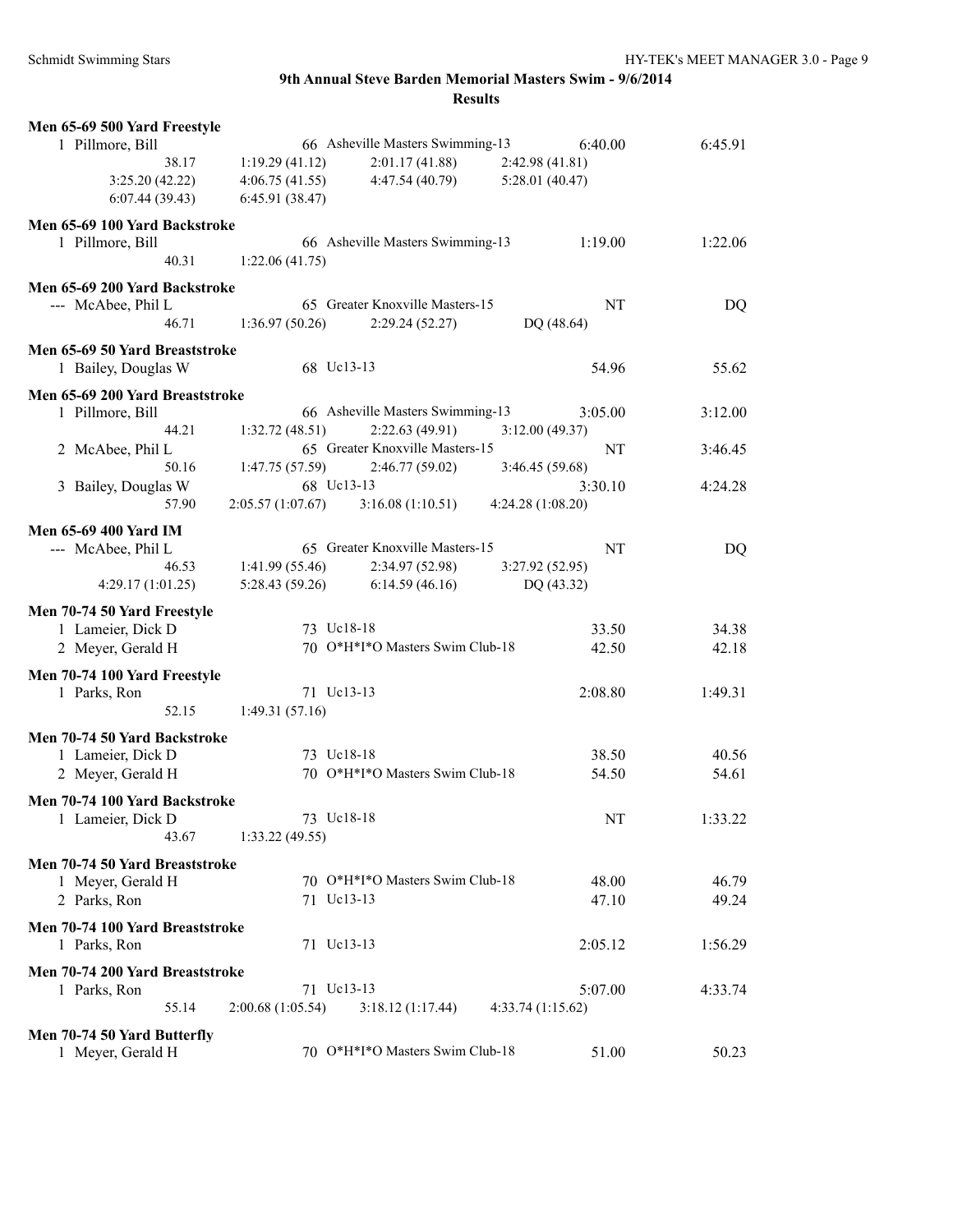## 9th Annual Steve Barden Memorial Masters Swim - 9/6/2014

### Results

**Men 65-69 500 Yard Freestyle**

| | Name | Age | Team | Seed Time | Finals Time |
|---|---|---|---|---|---|
| 1 | Pillmore, Bill | 66 | Asheville Masters Swimming-13 | 6:40.00 | 6:45.91 |

Splits: 38.17, 1:19.29 (41.12), 2:01.17 (41.88), 2:42.98 (41.81), 3:25.20 (42.22), 4:06.75 (41.55), 4:47.54 (40.79), 5:28.01 (40.47), 6:07.44 (39.43), 6:45.91 (38.47)

**Men 65-69 100 Yard Backstroke**

| | Name | Age | Team | Seed Time | Finals Time |
|---|---|---|---|---|---|
| 1 | Pillmore, Bill | 66 | Asheville Masters Swimming-13 | 1:19.00 | 1:22.06 |

Splits: 40.31, 1:22.06 (41.75)

**Men 65-69 200 Yard Backstroke**

| | Name | Age | Team | Seed Time | Finals Time |
|---|---|---|---|---|---|
| --- | McAbee, Phil L | 65 | Greater Knoxville Masters-15 | NT | DQ |

Splits: 46.71, 1:36.97 (50.26), 2:29.24 (52.27), DQ (48.64)

**Men 65-69 50 Yard Breaststroke**

| | Name | Age | Team | Seed Time | Finals Time |
|---|---|---|---|---|---|
| 1 | Bailey, Douglas W | 68 | Uc13-13 | 54.96 | 55.62 |

**Men 65-69 200 Yard Breaststroke**

| | Name | Age | Team | Seed Time | Finals Time |
|---|---|---|---|---|---|
| 1 | Pillmore, Bill | 66 | Asheville Masters Swimming-13 | 3:05.00 | 3:12.00 |
| 2 | McAbee, Phil L | 65 | Greater Knoxville Masters-15 | NT | 3:46.45 |
| 3 | Bailey, Douglas W | 68 | Uc13-13 | 3:30.10 | 4:24.28 |

Splits (Pillmore): 44.21, 1:32.72 (48.51), 2:22.63 (49.91), 3:12.00 (49.37)

Splits (McAbee): 50.16, 1:47.75 (57.59), 2:46.77 (59.02), 3:46.45 (59.68)

Splits (Bailey): 57.90, 2:05.57 (1:07.67), 3:16.08 (1:10.51), 4:24.28 (1:08.20)

**Men 65-69 400 Yard IM**

| | Name | Age | Team | Seed Time | Finals Time |
|---|---|---|---|---|---|
| --- | McAbee, Phil L | 65 | Greater Knoxville Masters-15 | NT | DQ |

Splits: 46.53, 1:41.99 (55.46), 2:34.97 (52.98), 3:27.92 (52.95), 4:29.17 (1:01.25), 5:28.43 (59.26), 6:14.59 (46.16), DQ (43.32)

**Men 70-74 50 Yard Freestyle**

| | Name | Age | Team | Seed Time | Finals Time |
|---|---|---|---|---|---|
| 1 | Lameier, Dick D | 73 | Uc18-18 | 33.50 | 34.38 |
| 2 | Meyer, Gerald H | 70 | O*H*I*O Masters Swim Club-18 | 42.50 | 42.18 |

**Men 70-74 100 Yard Freestyle**

| | Name | Age | Team | Seed Time | Finals Time |
|---|---|---|---|---|---|
| 1 | Parks, Ron | 71 | Uc13-13 | 2:08.80 | 1:49.31 |

Splits: 52.15, 1:49.31 (57.16)

**Men 70-74 50 Yard Backstroke**

| | Name | Age | Team | Seed Time | Finals Time |
|---|---|---|---|---|---|
| 1 | Lameier, Dick D | 73 | Uc18-18 | 38.50 | 40.56 |
| 2 | Meyer, Gerald H | 70 | O*H*I*O Masters Swim Club-18 | 54.50 | 54.61 |

**Men 70-74 100 Yard Backstroke**

| | Name | Age | Team | Seed Time | Finals Time |
|---|---|---|---|---|---|
| 1 | Lameier, Dick D | 73 | Uc18-18 | NT | 1:33.22 |

Splits: 43.67, 1:33.22 (49.55)

**Men 70-74 50 Yard Breaststroke**

| | Name | Age | Team | Seed Time | Finals Time |
|---|---|---|---|---|---|
| 1 | Meyer, Gerald H | 70 | O*H*I*O Masters Swim Club-18 | 48.00 | 46.79 |
| 2 | Parks, Ron | 71 | Uc13-13 | 47.10 | 49.24 |

**Men 70-74 100 Yard Breaststroke**

| | Name | Age | Team | Seed Time | Finals Time |
|---|---|---|---|---|---|
| 1 | Parks, Ron | 71 | Uc13-13 | 2:05.12 | 1:56.29 |

**Men 70-74 200 Yard Breaststroke**

| | Name | Age | Team | Seed Time | Finals Time |
|---|---|---|---|---|---|
| 1 | Parks, Ron | 71 | Uc13-13 | 5:07.00 | 4:33.74 |

Splits: 55.14, 2:00.68 (1:05.54), 3:18.12 (1:17.44), 4:33.74 (1:15.62)

**Men 70-74 50 Yard Butterfly**

| | Name | Age | Team | Seed Time | Finals Time |
|---|---|---|---|---|---|
| 1 | Meyer, Gerald H | 70 | O*H*I*O Masters Swim Club-18 | 51.00 | 50.23 |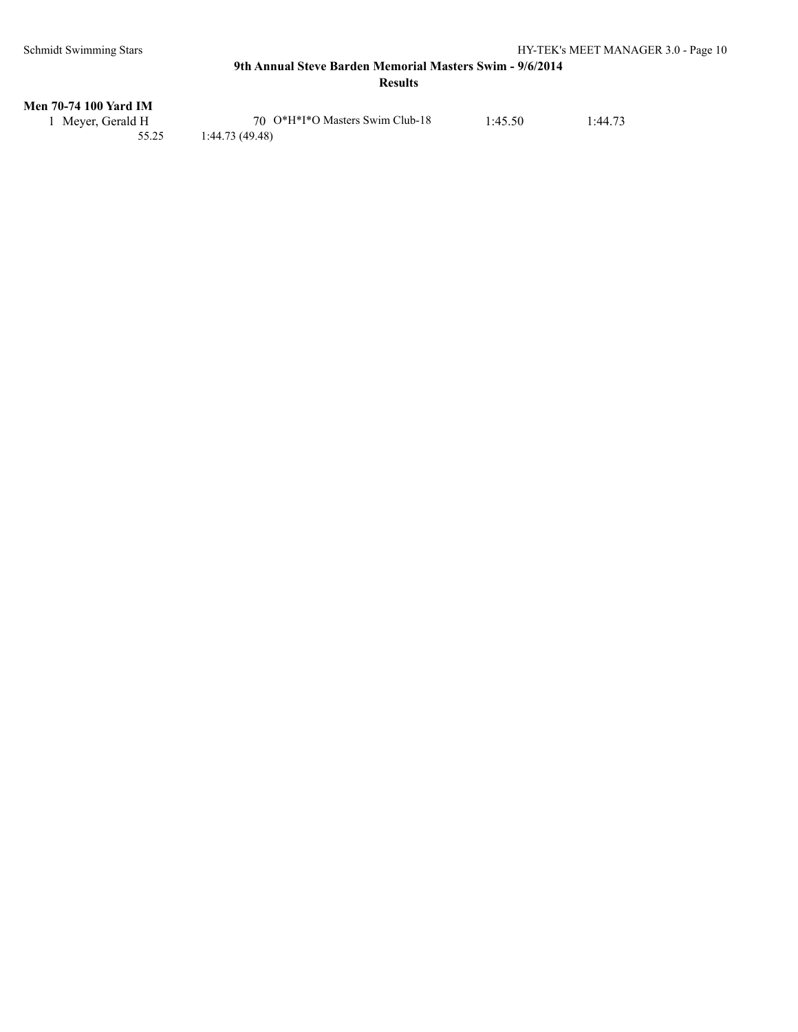### Men 70-74 100 Yard IM

| | | | | | |
|---|---|---|---|---|---|
| 1 | Meyer, Gerald H | 70 | O*H*I*O Masters Swim Club-18 | 1:45.50 | 1:44.73 |
| | 55.25 | 1:44.73 (49.48) | | | |